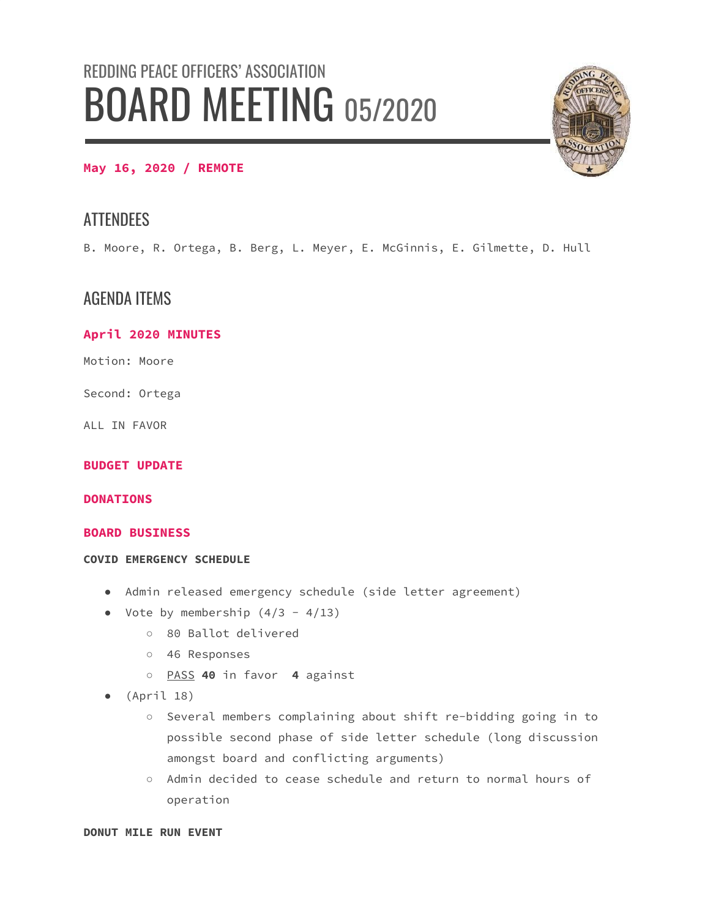REDDING PEACE OFFICERS' ASSOCIATION

# BOARD MEETING 05/2020

**May 16, 2020 / REMOTE**

## ATTENDEES

B. Moore, R. Ortega, B. Berg, L. Meyer, E. McGinnis, E. Gilmette, D. Hull

## AGENDA ITEMS

### April 2020 MINUTES

Motion: Moore

Second: Ortega

ALL IN FAVOR

### BUDGET UPDATE

### DONATIONS

### BOARD BUSINESS

#### COVID EMERGENCY SCHEDULE

- Admin released emergency schedule (side letter agreement)
- Vote by membership (4/3 – 4/13)
  - 80 Ballot delivered
  - 46 Responses
  - PASS **40** in favor **4** against
- (April 18)
  - Several members complaining about shift re-bidding going in to possible second phase of side letter schedule (long discussion amongst board and conflicting arguments)
  - Admin decided to cease schedule and return to normal hours of operation

#### DONUT MILE RUN EVENT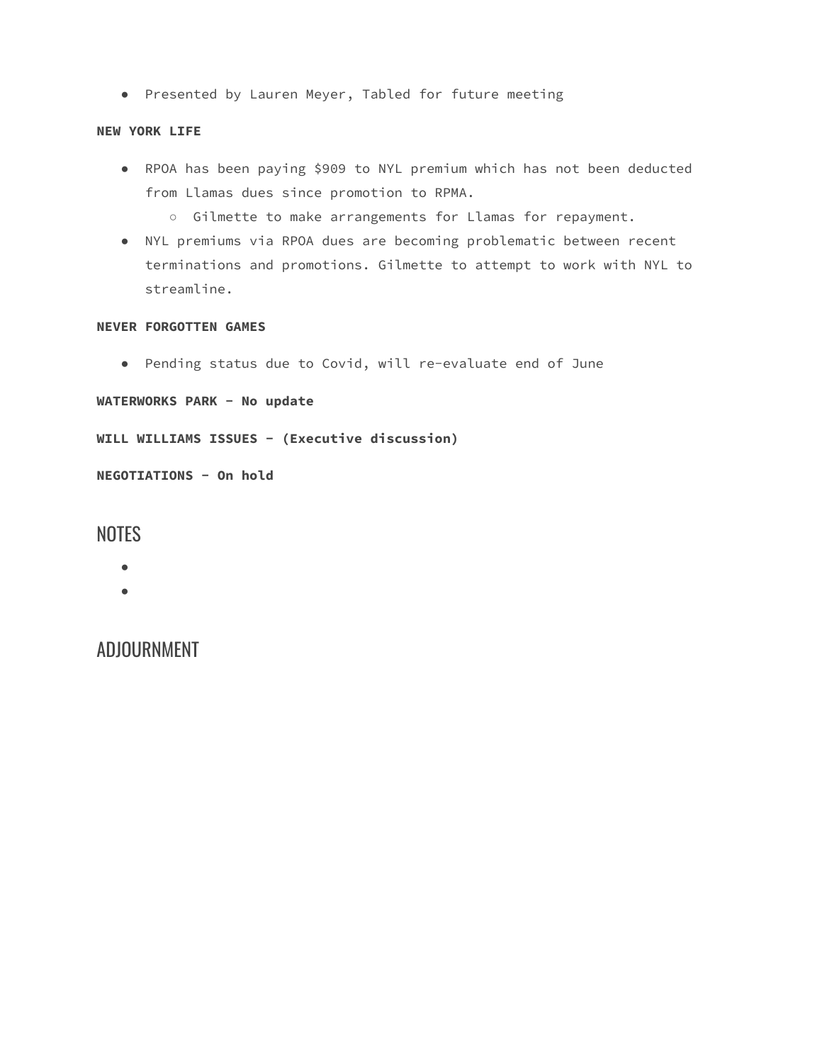- Presented by Lauren Meyer, Tabled for future meeting

**NEW YORK LIFE**

- RPOA has been paying $909 to NYL premium which has not been deducted from Llamas dues since promotion to RPMA.
  - Gilmette to make arrangements for Llamas for repayment.
- NYL premiums via RPOA dues are becoming problematic between recent terminations and promotions. Gilmette to attempt to work with NYL to streamline.

**NEVER FORGOTTEN GAMES**

- Pending status due to Covid, will re-evaluate end of June

**WATERWORKS PARK - No update**

**WILL WILLIAMS ISSUES - (Executive discussion)**

**NEGOTIATIONS - On hold**

## NOTES

- 
- 

## ADJOURNMENT